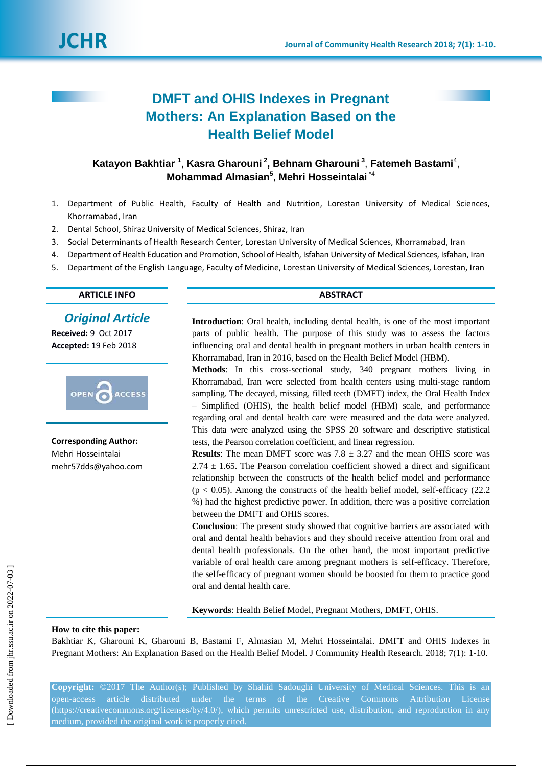# DMFT and OHIS Indexes in Pregnant Mothers: An Explanation Based on the Health Belief Model

**Katayon Bakhtiar [1], Kasra Gharouni [2], Behnam Gharouni [3], Fatemeh Bastami[4], Mohammad Almasian[5], Mehri Hosseintalai *[4]**

1. Department of Public Health, Faculty of Health and Nutrition, Lorestan University of Medical Sciences, Khorramabad, Iran
2. Dental School, Shiraz University of Medical Sciences, Shiraz, Iran
3. Social Determinants of Health Research Center, Lorestan University of Medical Sciences, Khorramabad, Iran
4. Department of Health Education and Promotion, School of Health, Isfahan University of Medical Sciences, Isfahan, Iran
5. Department of the English Language, Faculty of Medicine, Lorestan University of Medical Sciences, Lorestan, Iran

## ARTICLE INFO

*Original Article*

**Received:** 9 Oct 2017
**Accepted:** 19 Feb 2018

**Corresponding Author:**
Mehri Hosseintalai
mehr57dds@yahoo.com

## ABSTRACT

**Introduction**: Oral health, including dental health, is one of the most important parts of public health. The purpose of this study was to assess the factors influencing oral and dental health in pregnant mothers in urban health centers in Khorramabad, Iran in 2016, based on the Health Belief Model (HBM).

**Methods**: In this cross-sectional study, 340 pregnant mothers living in Khorramabad, Iran were selected from health centers using multi-stage random sampling. The decayed, missing, filled teeth (DMFT) index, the Oral Health Index – Simplified (OHIS), the health belief model (HBM) scale, and performance regarding oral and dental health care were measured and the data were analyzed. This data were analyzed using the SPSS 20 software and descriptive statistical tests, the Pearson correlation coefficient, and linear regression.

**Results**: The mean DMFT score was 7.8 ± 3.27 and the mean OHIS score was 2.74 ± 1.65. The Pearson correlation coefficient showed a direct and significant relationship between the constructs of the health belief model and performance ($p < 0.05$). Among the constructs of the health belief model, self-efficacy (22.2 %) had the highest predictive power. In addition, there was a positive correlation between the DMFT and OHIS scores.

**Conclusion**: The present study showed that cognitive barriers are associated with oral and dental health behaviors and they should receive attention from oral and dental health professionals. On the other hand, the most important predictive variable of oral health care among pregnant mothers is self-efficacy. Therefore, the self-efficacy of pregnant women should be boosted for them to practice good oral and dental health care.

**Keywords**: Health Belief Model, Pregnant Mothers, DMFT, OHIS.

**How to cite this paper:**
Bakhtiar K, Gharouni K, Gharouni B, Bastami F, Almasian M, Mehri Hosseintalai. DMFT and OHIS Indexes in Pregnant Mothers: An Explanation Based on the Health Belief Model. J Community Health Research. 2018; 7(1): 1-10.

**Copyright:** ©2017 The Author(s); Published by Shahid Sadoughi University of Medical Sciences. This is an open-access article distributed under the terms of the Creative Commons Attribution License (https://creativecommons.org/licenses/by/4.0/), which permits unrestricted use, distribution, and reproduction in any medium, provided the original work is properly cited.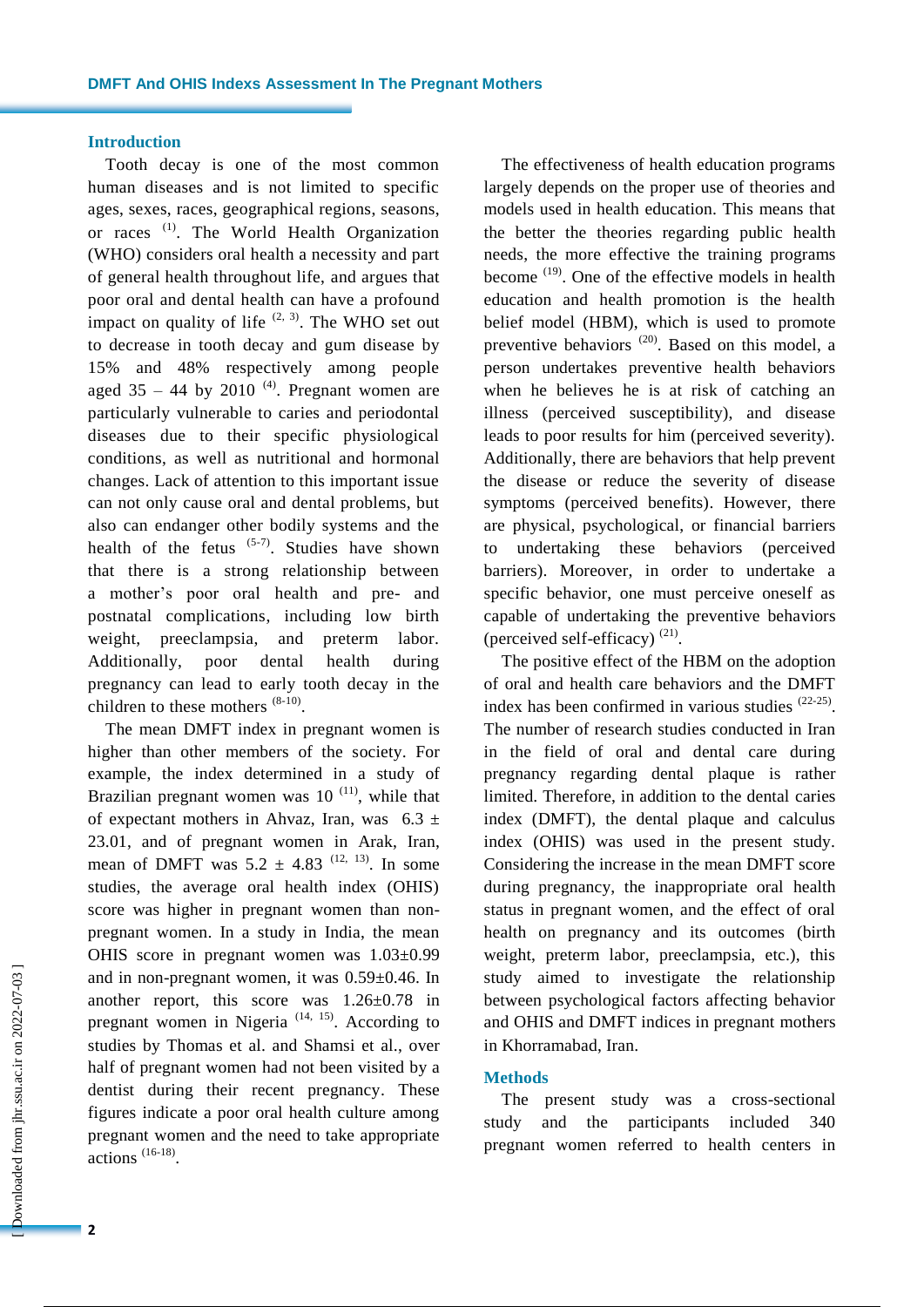## Introduction

Tooth decay is one of the most common human diseases and is not limited to specific ages, sexes, races, geographical regions, seasons, or races [1]. The World Health Organization (WHO) considers oral health a necessity and part of general health throughout life, and argues that poor oral and dental health can have a profound impact on quality of life [2, 3]. The WHO set out to decrease in tooth decay and gum disease by 15% and 48% respectively among people aged 35 – 44 by 2010 [4]. Pregnant women are particularly vulnerable to caries and periodontal diseases due to their specific physiological conditions, as well as nutritional and hormonal changes. Lack of attention to this important issue can not only cause oral and dental problems, but also can endanger other bodily systems and the health of the fetus [5-7]. Studies have shown that there is a strong relationship between a mother's poor oral health and pre- and postnatal complications, including low birth weight, preeclampsia, and preterm labor. Additionally, poor dental health during pregnancy can lead to early tooth decay in the children to these mothers [8-10].

The mean DMFT index in pregnant women is higher than other members of the society. For example, the index determined in a study of Brazilian pregnant women was 10 [11], while that of expectant mothers in Ahvaz, Iran, was $6.3 \pm 23.01$, and of pregnant women in Arak, Iran, mean of DMFT was $5.2 \pm 4.83$ [12, 13]. In some studies, the average oral health index (OHIS) score was higher in pregnant women than non-pregnant women. In a study in India, the mean OHIS score in pregnant women was $1.03\pm0.99$ and in non-pregnant women, it was $0.59\pm0.46$. In another report, this score was $1.26\pm0.78$ in pregnant women in Nigeria [14, 15]. According to studies by Thomas et al. and Shamsi et al., over half of pregnant women had not been visited by a dentist during their recent pregnancy. These figures indicate a poor oral health culture among pregnant women and the need to take appropriate actions [16-18].

The effectiveness of health education programs largely depends on the proper use of theories and models used in health education. This means that the better the theories regarding public health needs, the more effective the training programs become [19]. One of the effective models in health education and health promotion is the health belief model (HBM), which is used to promote preventive behaviors [20]. Based on this model, a person undertakes preventive health behaviors when he believes he is at risk of catching an illness (perceived susceptibility), and disease leads to poor results for him (perceived severity). Additionally, there are behaviors that help prevent the disease or reduce the severity of disease symptoms (perceived benefits). However, there are physical, psychological, or financial barriers to undertaking these behaviors (perceived barriers). Moreover, in order to undertake a specific behavior, one must perceive oneself as capable of undertaking the preventive behaviors (perceived self-efficacy) [21].

The positive effect of the HBM on the adoption of oral and health care behaviors and the DMFT index has been confirmed in various studies [22-25]. The number of research studies conducted in Iran in the field of oral and dental care during pregnancy regarding dental plaque is rather limited. Therefore, in addition to the dental caries index (DMFT), the dental plaque and calculus index (OHIS) was used in the present study. Considering the increase in the mean DMFT score during pregnancy, the inappropriate oral health status in pregnant women, and the effect of oral health on pregnancy and its outcomes (birth weight, preterm labor, preeclampsia, etc.), this study aimed to investigate the relationship between psychological factors affecting behavior and OHIS and DMFT indices in pregnant mothers in Khorramabad, Iran.

## Methods

The present study was a cross-sectional study and the participants included 340 pregnant women referred to health centers in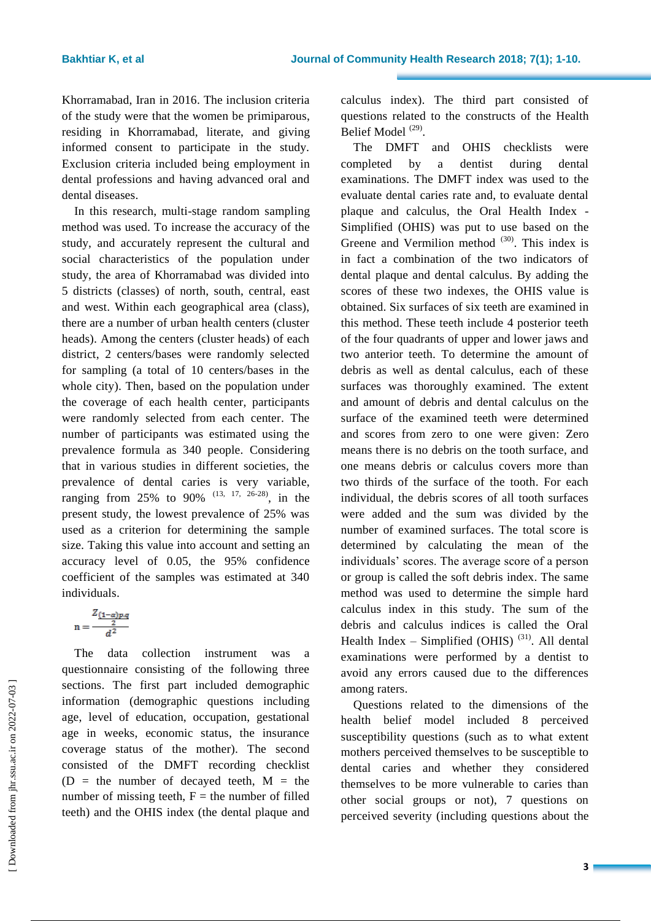Khorramabad, Iran in 2016. The inclusion criteria of the study were that the women be primiparous, residing in Khorramabad, literate, and giving informed consent to participate in the study. Exclusion criteria included being employment in dental professions and having advanced oral and dental diseases.

In this research, multi-stage random sampling method was used. To increase the accuracy of the study, and accurately represent the cultural and social characteristics of the population under study, the area of Khorramabad was divided into 5 districts (classes) of north, south, central, east and west. Within each geographical area (class), there are a number of urban health centers (cluster heads). Among the centers (cluster heads) of each district, 2 centers/bases were randomly selected for sampling (a total of 10 centers/bases in the whole city). Then, based on the population under the coverage of each health center, participants were randomly selected from each center. The number of participants was estimated using the prevalence formula as 340 people. Considering that in various studies in different societies, the prevalence of dental caries is very variable, ranging from 25% to 90% [13, 17, 26-28], in the present study, the lowest prevalence of 25% was used as a criterion for determining the sample size. Taking this value into account and setting an accuracy level of 0.05, the 95% confidence coefficient of the samples was estimated at 340 individuals.

$$n = \frac{Z_{\left(1-\frac{\alpha}{2}\right)} p.q}{d^2}$$

The data collection instrument was a questionnaire consisting of the following three sections. The first part included demographic information (demographic questions including age, level of education, occupation, gestational age in weeks, economic status, the insurance coverage status of the mother). The second consisted of the DMFT recording checklist (D = the number of decayed teeth, M = the number of missing teeth, F = the number of filled teeth) and the OHIS index (the dental plaque and calculus index). The third part consisted of questions related to the constructs of the Health Belief Model [29].

The DMFT and OHIS checklists were completed by a dentist during dental examinations. The DMFT index was used to the evaluate dental caries rate and, to evaluate dental plaque and calculus, the Oral Health Index - Simplified (OHIS) was put to use based on the Greene and Vermilion method [30]. This index is in fact a combination of the two indicators of dental plaque and dental calculus. By adding the scores of these two indexes, the OHIS value is obtained. Six surfaces of six teeth are examined in this method. These teeth include 4 posterior teeth of the four quadrants of upper and lower jaws and two anterior teeth. To determine the amount of debris as well as dental calculus, each of these surfaces was thoroughly examined. The extent and amount of debris and dental calculus on the surface of the examined teeth were determined and scores from zero to one were given: Zero means there is no debris on the tooth surface, and one means debris or calculus covers more than two thirds of the surface of the tooth. For each individual, the debris scores of all tooth surfaces were added and the sum was divided by the number of examined surfaces. The total score is determined by calculating the mean of the individuals' scores. The average score of a person or group is called the soft debris index. The same method was used to determine the simple hard calculus index in this study. The sum of the debris and calculus indices is called the Oral Health Index – Simplified (OHIS) [31]. All dental examinations were performed by a dentist to avoid any errors caused due to the differences among raters.

Questions related to the dimensions of the health belief model included 8 perceived susceptibility questions (such as to what extent mothers perceived themselves to be susceptible to dental caries and whether they considered themselves to be more vulnerable to caries than other social groups or not), 7 questions on perceived severity (including questions about the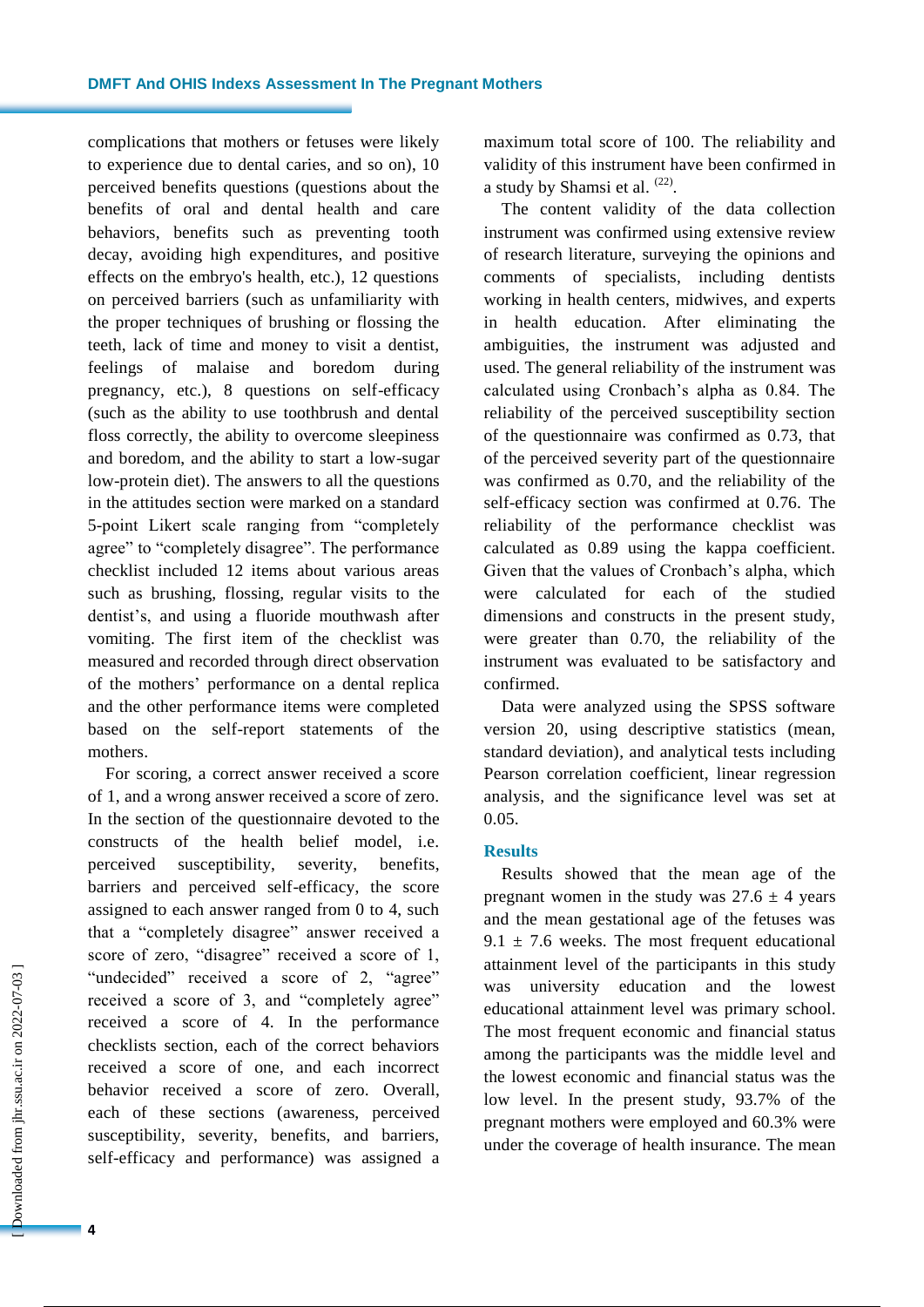complications that mothers or fetuses were likely to experience due to dental caries, and so on), 10 perceived benefits questions (questions about the benefits of oral and dental health and care behaviors, benefits such as preventing tooth decay, avoiding high expenditures, and positive effects on the embryo's health, etc.), 12 questions on perceived barriers (such as unfamiliarity with the proper techniques of brushing or flossing the teeth, lack of time and money to visit a dentist, feelings of malaise and boredom during pregnancy, etc.), 8 questions on self-efficacy (such as the ability to use toothbrush and dental floss correctly, the ability to overcome sleepiness and boredom, and the ability to start a low-sugar low-protein diet). The answers to all the questions in the attitudes section were marked on a standard 5-point Likert scale ranging from "completely agree" to "completely disagree". The performance checklist included 12 items about various areas such as brushing, flossing, regular visits to the dentist's, and using a fluoride mouthwash after vomiting. The first item of the checklist was measured and recorded through direct observation of the mothers' performance on a dental replica and the other performance items were completed based on the self-report statements of the mothers.

For scoring, a correct answer received a score of 1, and a wrong answer received a score of zero. In the section of the questionnaire devoted to the constructs of the health belief model, i.e. perceived susceptibility, severity, benefits, barriers and perceived self-efficacy, the score assigned to each answer ranged from 0 to 4, such that a "completely disagree" answer received a score of zero, "disagree" received a score of 1, "undecided" received a score of 2, "agree" received a score of 3, and "completely agree" received a score of 4. In the performance checklists section, each of the correct behaviors received a score of one, and each incorrect behavior received a score of zero. Overall, each of these sections (awareness, perceived susceptibility, severity, benefits, and barriers, self-efficacy and performance) was assigned a maximum total score of 100. The reliability and validity of this instrument have been confirmed in a study by Shamsi et al. [22].

The content validity of the data collection instrument was confirmed using extensive review of research literature, surveying the opinions and comments of specialists, including dentists working in health centers, midwives, and experts in health education. After eliminating the ambiguities, the instrument was adjusted and used. The general reliability of the instrument was calculated using Cronbach's alpha as 0.84. The reliability of the perceived susceptibility section of the questionnaire was confirmed as 0.73, that of the perceived severity part of the questionnaire was confirmed as 0.70, and the reliability of the self-efficacy section was confirmed at 0.76. The reliability of the performance checklist was calculated as 0.89 using the kappa coefficient. Given that the values of Cronbach's alpha, which were calculated for each of the studied dimensions and constructs in the present study, were greater than 0.70, the reliability of the instrument was evaluated to be satisfactory and confirmed.

Data were analyzed using the SPSS software version 20, using descriptive statistics (mean, standard deviation), and analytical tests including Pearson correlation coefficient, linear regression analysis, and the significance level was set at 0.05.

## Results

Results showed that the mean age of the pregnant women in the study was $27.6 \pm 4$ years and the mean gestational age of the fetuses was $9.1 \pm 7.6$ weeks. The most frequent educational attainment level of the participants in this study was university education and the lowest educational attainment level was primary school. The most frequent economic and financial status among the participants was the middle level and the lowest economic and financial status was the low level. In the present study, 93.7% of the pregnant mothers were employed and 60.3% were under the coverage of health insurance. The mean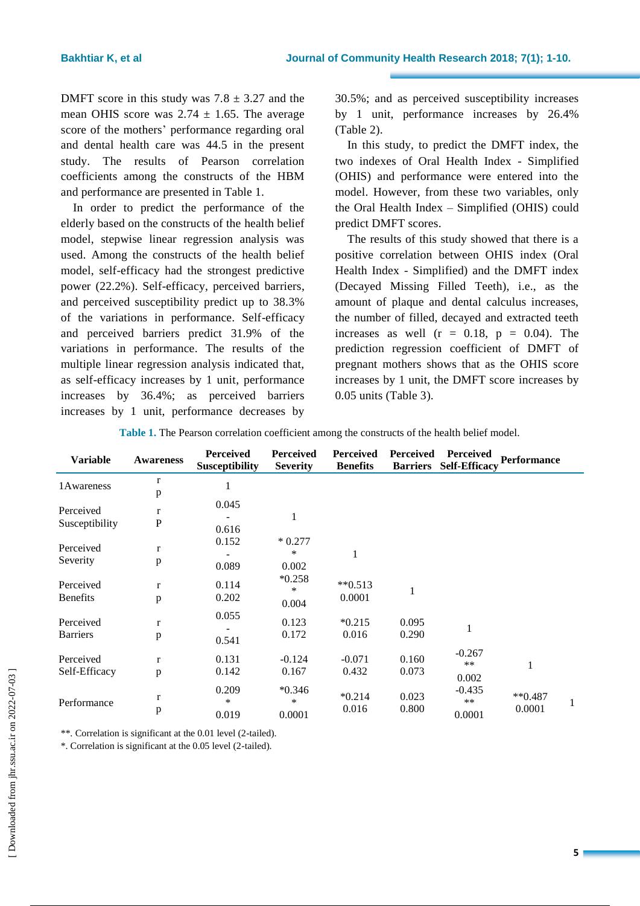DMFT score in this study was 7.8 ± 3.27 and the mean OHIS score was 2.74 ± 1.65. The average score of the mothers' performance regarding oral and dental health care was 44.5 in the present study. The results of Pearson correlation coefficients among the constructs of the HBM and performance are presented in Table 1.

In order to predict the performance of the elderly based on the constructs of the health belief model, stepwise linear regression analysis was used. Among the constructs of the health belief model, self-efficacy had the strongest predictive power (22.2%). Self-efficacy, perceived barriers, and perceived susceptibility predict up to 38.3% of the variations in performance. Self-efficacy and perceived barriers predict 31.9% of the variations in performance. The results of the multiple linear regression analysis indicated that, as self-efficacy increases by 1 unit, performance increases by 36.4%; as perceived barriers increases by 1 unit, performance decreases by 30.5%; and as perceived susceptibility increases by 1 unit, performance increases by 26.4% (Table 2).

In this study, to predict the DMFT index, the two indexes of Oral Health Index - Simplified (OHIS) and performance were entered into the model. However, from these two variables, only the Oral Health Index – Simplified (OHIS) could predict DMFT scores.

The results of this study showed that there is a positive correlation between OHIS index (Oral Health Index - Simplified) and the DMFT index (Decayed Missing Filled Teeth), i.e., as the amount of plaque and dental calculus increases, the number of filled, decayed and extracted teeth increases as well ($r = 0.18$, $p = 0.04$). The prediction regression coefficient of DMFT of pregnant mothers shows that as the OHIS score increases by 1 unit, the DMFT score increases by 0.05 units (Table 3).

**Table 1.** The Pearson correlation coefficient among the constructs of the health belief model.

| Variable | Awareness | Perceived Susceptibility | Perceived Severity | Perceived Benefits | Perceived Barriers | Perceived Self-Efficacy | Performance | |
|---|---|---|---|---|---|---|---|---|
| 1Awareness | r<br>p | 1 | | | | | | |
| Perceived Susceptibility | r<br>P | 0.045<br>-<br>0.616 | 1 | | | | | |
| Perceived Severity | r<br>p | 0.152<br>-<br>0.089 | * 0.277<br>*<br>0.002 | 1 | | | | |
| Perceived Benefits | r<br>p | 0.114<br>0.202 | *0.258<br>*<br>0.004 | **0.513<br>0.0001 | 1 | | | |
| Perceived Barriers | r<br>p | 0.055<br>-<br>0.541 | 0.123<br>0.172 | *0.215<br>0.016 | 0.095<br>0.290 | 1 | | |
| Perceived Self-Efficacy | r<br>p | 0.131<br>0.142 | -0.124<br>0.167 | -0.071<br>0.432 | 0.160<br>0.073 | -0.267<br>**<br>0.002 | 1 | |
| Performance | r<br>p | 0.209<br>*<br>0.019 | *0.346<br>*<br>0.0001 | *0.214<br>0.016 | 0.023<br>0.800 | -0.435<br>**<br>0.0001 | **0.487<br>0.0001 | 1 |

**. Correlation is significant at the 0.01 level (2-tailed).

*. Correlation is significant at the 0.05 level (2-tailed).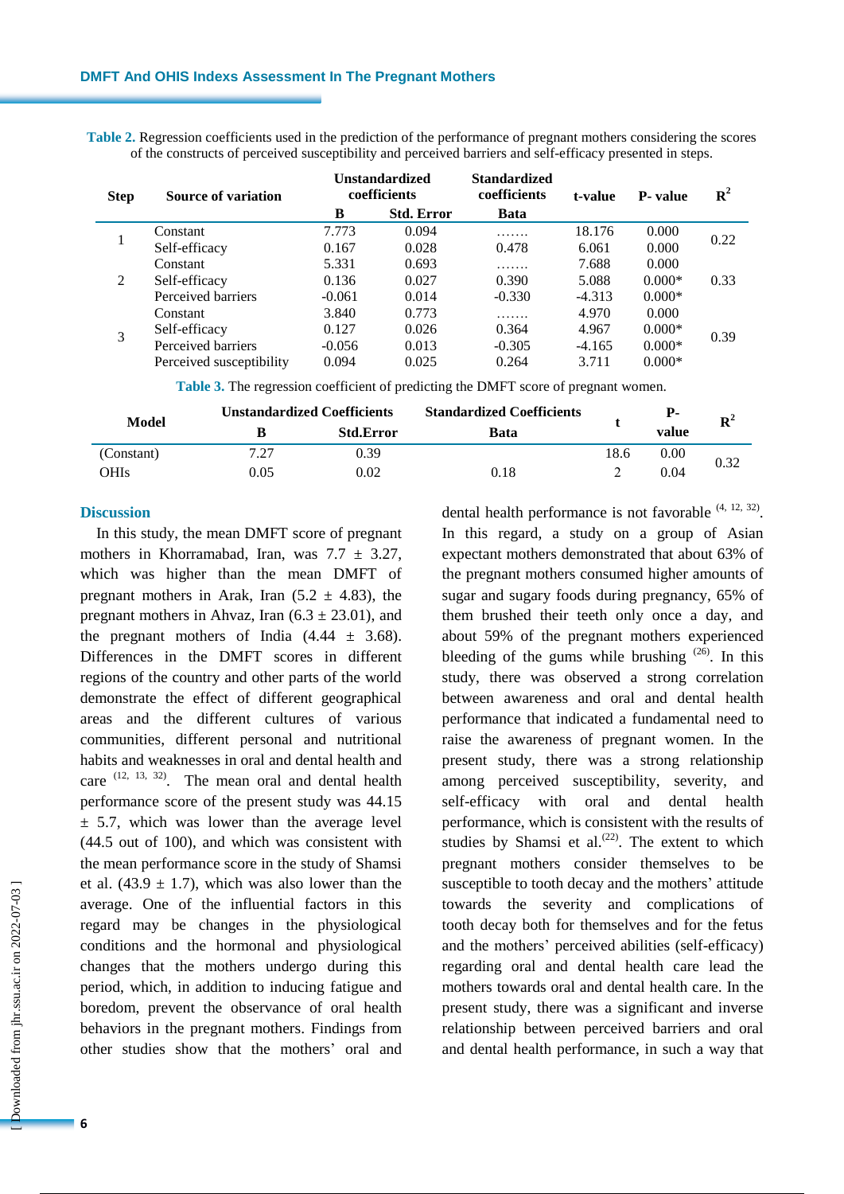**Table 2.** Regression coefficients used in the prediction of the performance of pregnant mothers considering the scores of the constructs of perceived susceptibility and perceived barriers and self-efficacy presented in steps.

| Step | Source of variation | Unstandardized coefficients | | Standardized coefficients | t-value | P- value | $R^2$ |
|---|---|---|---|---|---|---|---|
| | | B | Std. Error | Bata | | | |
| 1 | Constant | 7.773 | 0.094 | ……. | 18.176 | 0.000 | 0.22 |
| | Self-efficacy | 0.167 | 0.028 | 0.478 | 6.061 | 0.000 | |
| 2 | Constant | 5.331 | 0.693 | ……. | 7.688 | 0.000 | 0.33 |
| | Self-efficacy | 0.136 | 0.027 | 0.390 | 5.088 | 0.000* | |
| | Perceived barriers | -0.061 | 0.014 | -0.330 | -4.313 | 0.000* | |
| 3 | Constant | 3.840 | 0.773 | ……. | 4.970 | 0.000 | 0.39 |
| | Self-efficacy | 0.127 | 0.026 | 0.364 | 4.967 | 0.000* | |
| | Perceived barriers | -0.056 | 0.013 | -0.305 | -4.165 | 0.000* | |
| | Perceived susceptibility | 0.094 | 0.025 | 0.264 | 3.711 | 0.000* | |

**Table 3.** The regression coefficient of predicting the DMFT score of pregnant women.

| Model | Unstandardized Coefficients | | Standardized Coefficients | t | P-value | $R^2$ |
|---|---|---|---|---|---|---|
| | B | Std.Error | Bata | | | |
| (Constant) | 7.27 | 0.39 | | 18.6 | 0.00 | 0.32 |
| OHIs | 0.05 | 0.02 | 0.18 | 2 | 0.04 | |

## Discussion

In this study, the mean DMFT score of pregnant mothers in Khorramabad, Iran, was 7.7 ± 3.27, which was higher than the mean DMFT of pregnant mothers in Arak, Iran (5.2 ± 4.83), the pregnant mothers in Ahvaz, Iran (6.3 ± 23.01), and the pregnant mothers of India (4.44 ± 3.68). Differences in the DMFT scores in different regions of the country and other parts of the world demonstrate the effect of different geographical areas and the different cultures of various communities, different personal and nutritional habits and weaknesses in oral and dental health and care [12, 13, 32]. The mean oral and dental health performance score of the present study was 44.15 ± 5.7, which was lower than the average level (44.5 out of 100), and which was consistent with the mean performance score in the study of Shamsi et al. (43.9 ± 1.7), which was also lower than the average. One of the influential factors in this regard may be changes in the physiological conditions and the hormonal and physiological changes that the mothers undergo during this period, which, in addition to inducing fatigue and boredom, prevent the observance of oral health behaviors in the pregnant mothers. Findings from other studies show that the mothers' oral and dental health performance is not favorable [4, 12, 32]. In this regard, a study on a group of Asian expectant mothers demonstrated that about 63% of the pregnant mothers consumed higher amounts of sugar and sugary foods during pregnancy, 65% of them brushed their teeth only once a day, and about 59% of the pregnant mothers experienced bleeding of the gums while brushing [26]. In this study, there was observed a strong correlation between awareness and oral and dental health performance that indicated a fundamental need to raise the awareness of pregnant women. In the present study, there was a strong relationship among perceived susceptibility, severity, and self-efficacy with oral and dental health performance, which is consistent with the results of studies by Shamsi et al.[22]. The extent to which pregnant mothers consider themselves to be susceptible to tooth decay and the mothers' attitude towards the severity and complications of tooth decay both for themselves and for the fetus and the mothers' perceived abilities (self-efficacy) regarding oral and dental health care lead the mothers towards oral and dental health care. In the present study, there was a significant and inverse relationship between perceived barriers and oral and dental health performance, in such a way that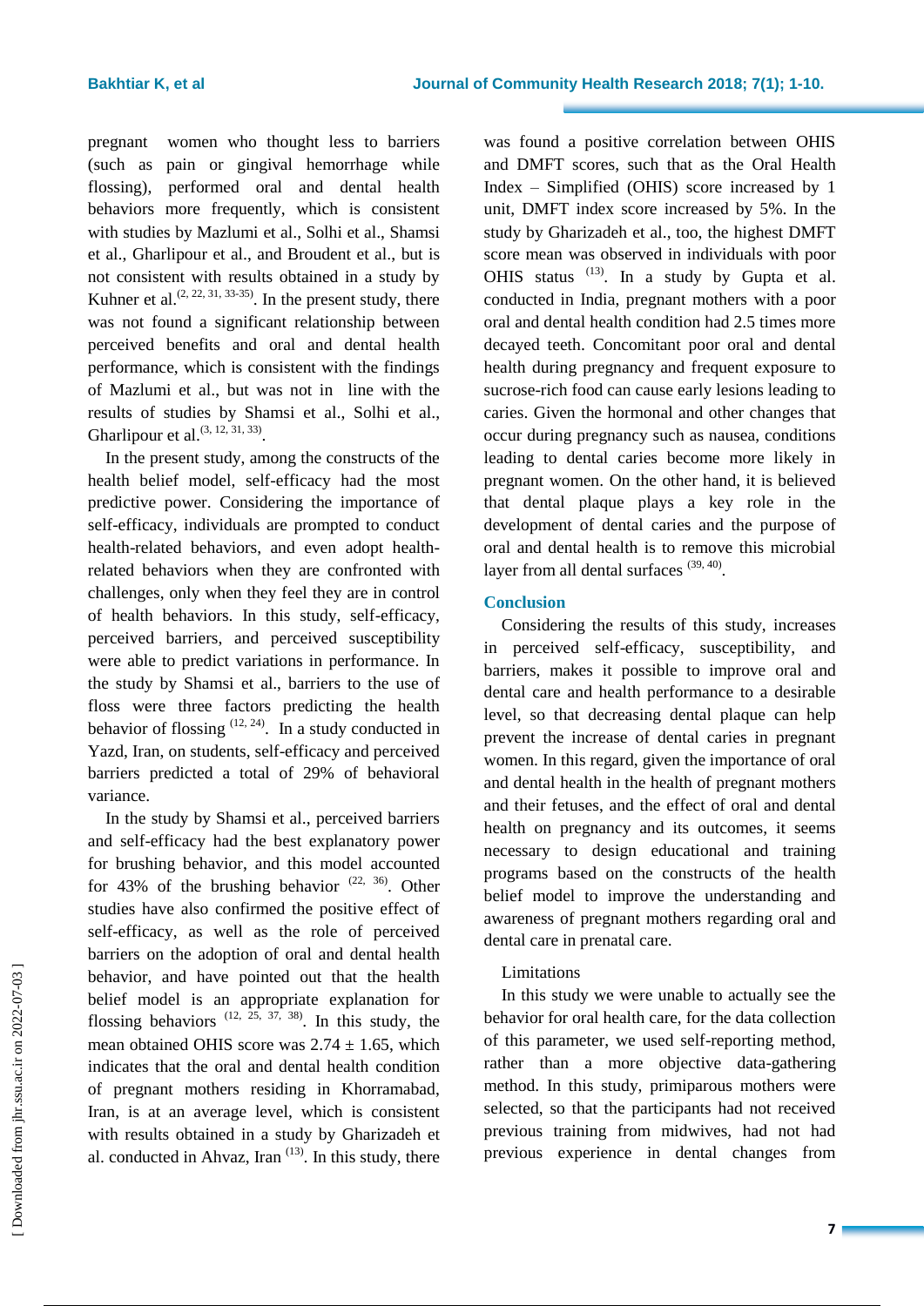pregnant women who thought less to barriers (such as pain or gingival hemorrhage while flossing), performed oral and dental health behaviors more frequently, which is consistent with studies by Mazlumi et al., Solhi et al., Shamsi et al., Gharlipour et al., and Broudent et al., but is not consistent with results obtained in a study by Kuhner et al.[2, 22, 31, 33-35]. In the present study, there was not found a significant relationship between perceived benefits and oral and dental health performance, which is consistent with the findings of Mazlumi et al., but was not in line with the results of studies by Shamsi et al., Solhi et al., Gharlipour et al.[3, 12, 31, 33].

In the present study, among the constructs of the health belief model, self-efficacy had the most predictive power. Considering the importance of self-efficacy, individuals are prompted to conduct health-related behaviors, and even adopt health-related behaviors when they are confronted with challenges, only when they feel they are in control of health behaviors. In this study, self-efficacy, perceived barriers, and perceived susceptibility were able to predict variations in performance. In the study by Shamsi et al., barriers to the use of floss were three factors predicting the health behavior of flossing [12, 24]. In a study conducted in Yazd, Iran, on students, self-efficacy and perceived barriers predicted a total of 29% of behavioral variance.

In the study by Shamsi et al., perceived barriers and self-efficacy had the best explanatory power for brushing behavior, and this model accounted for 43% of the brushing behavior [22, 36]. Other studies have also confirmed the positive effect of self-efficacy, as well as the role of perceived barriers on the adoption of oral and dental health behavior, and have pointed out that the health belief model is an appropriate explanation for flossing behaviors [12, 25, 37, 38]. In this study, the mean obtained OHIS score was $2.74 \pm 1.65$, which indicates that the oral and dental health condition of pregnant mothers residing in Khorramabad, Iran, is at an average level, which is consistent with results obtained in a study by Gharizadeh et al. conducted in Ahvaz, Iran [13]. In this study, there was found a positive correlation between OHIS and DMFT scores, such that as the Oral Health Index – Simplified (OHIS) score increased by 1 unit, DMFT index score increased by 5%. In the study by Gharizadeh et al., too, the highest DMFT score mean was observed in individuals with poor OHIS status [13]. In a study by Gupta et al. conducted in India, pregnant mothers with a poor oral and dental health condition had 2.5 times more decayed teeth. Concomitant poor oral and dental health during pregnancy and frequent exposure to sucrose-rich food can cause early lesions leading to caries. Given the hormonal and other changes that occur during pregnancy such as nausea, conditions leading to dental caries become more likely in pregnant women. On the other hand, it is believed that dental plaque plays a key role in the development of dental caries and the purpose of oral and dental health is to remove this microbial layer from all dental surfaces [39, 40].

## Conclusion

Considering the results of this study, increases in perceived self-efficacy, susceptibility, and barriers, makes it possible to improve oral and dental care and health performance to a desirable level, so that decreasing dental plaque can help prevent the increase of dental caries in pregnant women. In this regard, given the importance of oral and dental health in the health of pregnant mothers and their fetuses, and the effect of oral and dental health on pregnancy and its outcomes, it seems necessary to design educational and training programs based on the constructs of the health belief model to improve the understanding and awareness of pregnant mothers regarding oral and dental care in prenatal care.

Limitations

In this study we were unable to actually see the behavior for oral health care, for the data collection of this parameter, we used self-reporting method, rather than a more objective data-gathering method. In this study, primiparous mothers were selected, so that the participants had not received previous training from midwives, had not had previous experience in dental changes from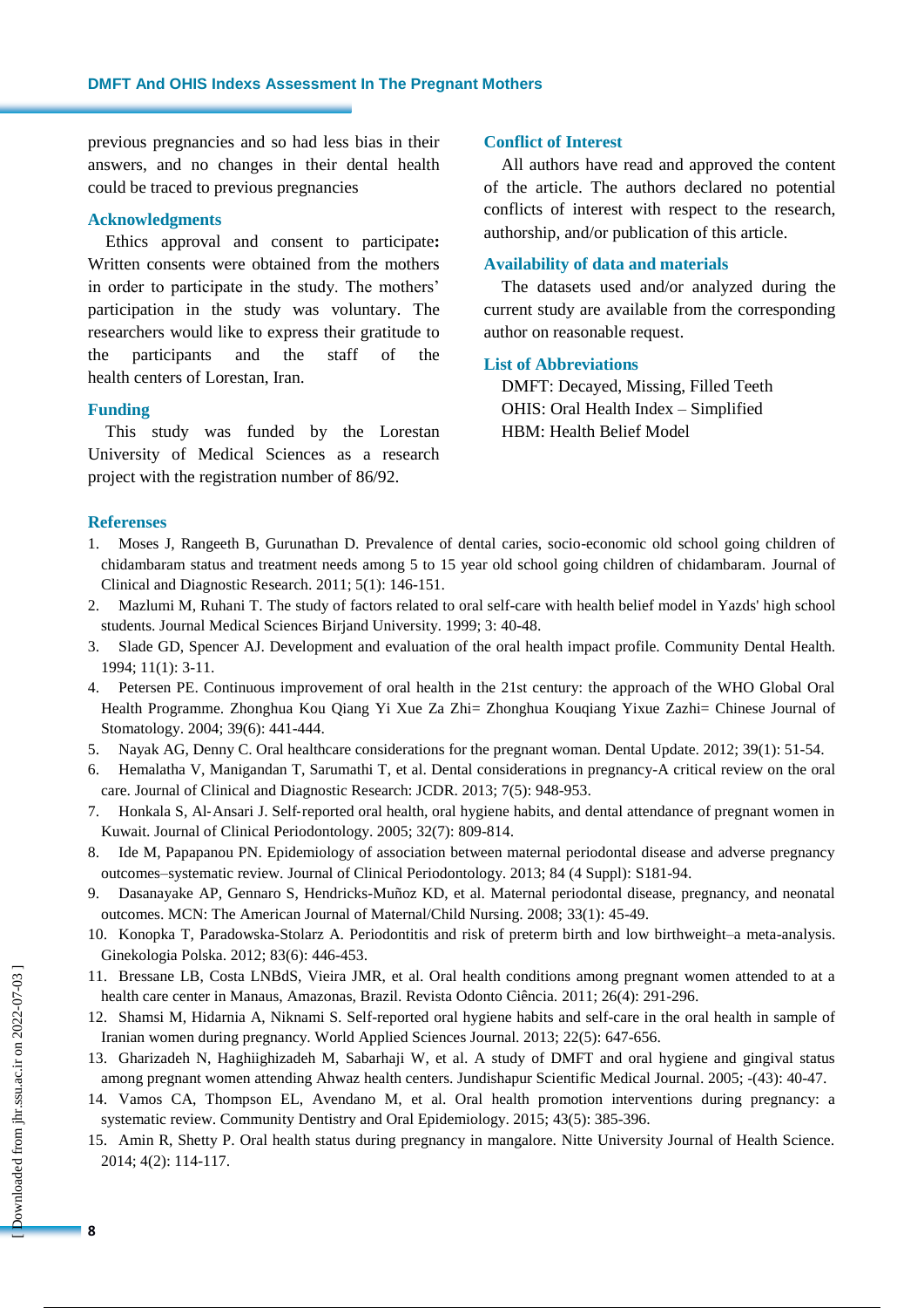previous pregnancies and so had less bias in their answers, and no changes in their dental health could be traced to previous pregnancies

## Acknowledgments

Ethics approval and consent to participate**:** Written consents were obtained from the mothers in order to participate in the study. The mothers' participation in the study was voluntary. The researchers would like to express their gratitude to the participants and the staff of the health centers of Lorestan, Iran.

## Funding

This study was funded by the Lorestan University of Medical Sciences as a research project with the registration number of 86/92.

## Conflict of Interest

All authors have read and approved the content of the article. The authors declared no potential conflicts of interest with respect to the research, authorship, and/or publication of this article.

## Availability of data and materials

The datasets used and/or analyzed during the current study are available from the corresponding author on reasonable request.

## List of Abbreviations

DMFT: Decayed, Missing, Filled Teeth
OHIS: Oral Health Index – Simplified
HBM: Health Belief Model

## Referenses

1. Moses J, Rangeeth B, Gurunathan D. Prevalence of dental caries, socio-economic old school going children of chidambaram status and treatment needs among 5 to 15 year old school going children of chidambaram. Journal of Clinical and Diagnostic Research. 2011; 5(1): 146-151.
2. Mazlumi M, Ruhani T. The study of factors related to oral self-care with health belief model in Yazds' high school students. Journal Medical Sciences Birjand University. 1999; 3: 40-48.
3. Slade GD, Spencer AJ. Development and evaluation of the oral health impact profile. Community Dental Health. 1994; 11(1): 3-11.
4. Petersen PE. Continuous improvement of oral health in the 21st century: the approach of the WHO Global Oral Health Programme. Zhonghua Kou Qiang Yi Xue Za Zhi= Zhonghua Kouqiang Yixue Zazhi= Chinese Journal of Stomatology. 2004; 39(6): 441-444.
5. Nayak AG, Denny C. Oral healthcare considerations for the pregnant woman. Dental Update. 2012; 39(1): 51-54.
6. Hemalatha V, Manigandan T, Sarumathi T, et al. Dental considerations in pregnancy-A critical review on the oral care. Journal of Clinical and Diagnostic Research: JCDR. 2013; 7(5): 948-953.
7. Honkala S, Al‐Ansari J. Self‐reported oral health, oral hygiene habits, and dental attendance of pregnant women in Kuwait. Journal of Clinical Periodontology. 2005; 32(7): 809-814.
8. Ide M, Papapanou PN. Epidemiology of association between maternal periodontal disease and adverse pregnancy outcomes–systematic review. Journal of Clinical Periodontology. 2013; 84 (4 Suppl): S181-94.
9. Dasanayake AP, Gennaro S, Hendricks-Muñoz KD, et al. Maternal periodontal disease, pregnancy, and neonatal outcomes. MCN: The American Journal of Maternal/Child Nursing. 2008; 33(1): 45-49.
10. Konopka T, Paradowska-Stolarz A. Periodontitis and risk of preterm birth and low birthweight–a meta-analysis. Ginekologia Polska. 2012; 83(6): 446-453.
11. Bressane LB, Costa LNBdS, Vieira JMR, et al. Oral health conditions among pregnant women attended to at a health care center in Manaus, Amazonas, Brazil. Revista Odonto Ciência. 2011; 26(4): 291-296.
12. Shamsi M, Hidarnia A, Niknami S. Self-reported oral hygiene habits and self-care in the oral health in sample of Iranian women during pregnancy. World Applied Sciences Journal. 2013; 22(5): 647-656.
13. Gharizadeh N, Haghiighizadeh M, Sabarhaji W, et al. A study of DMFT and oral hygiene and gingival status among pregnant women attending Ahwaz health centers. Jundishapur Scientific Medical Journal. 2005; -(43): 40-47.
14. Vamos CA, Thompson EL, Avendano M, et al. Oral health promotion interventions during pregnancy: a systematic review. Community Dentistry and Oral Epidemiology. 2015; 43(5): 385-396.
15. Amin R, Shetty P. Oral health status during pregnancy in mangalore. Nitte University Journal of Health Science. 2014; 4(2): 114-117.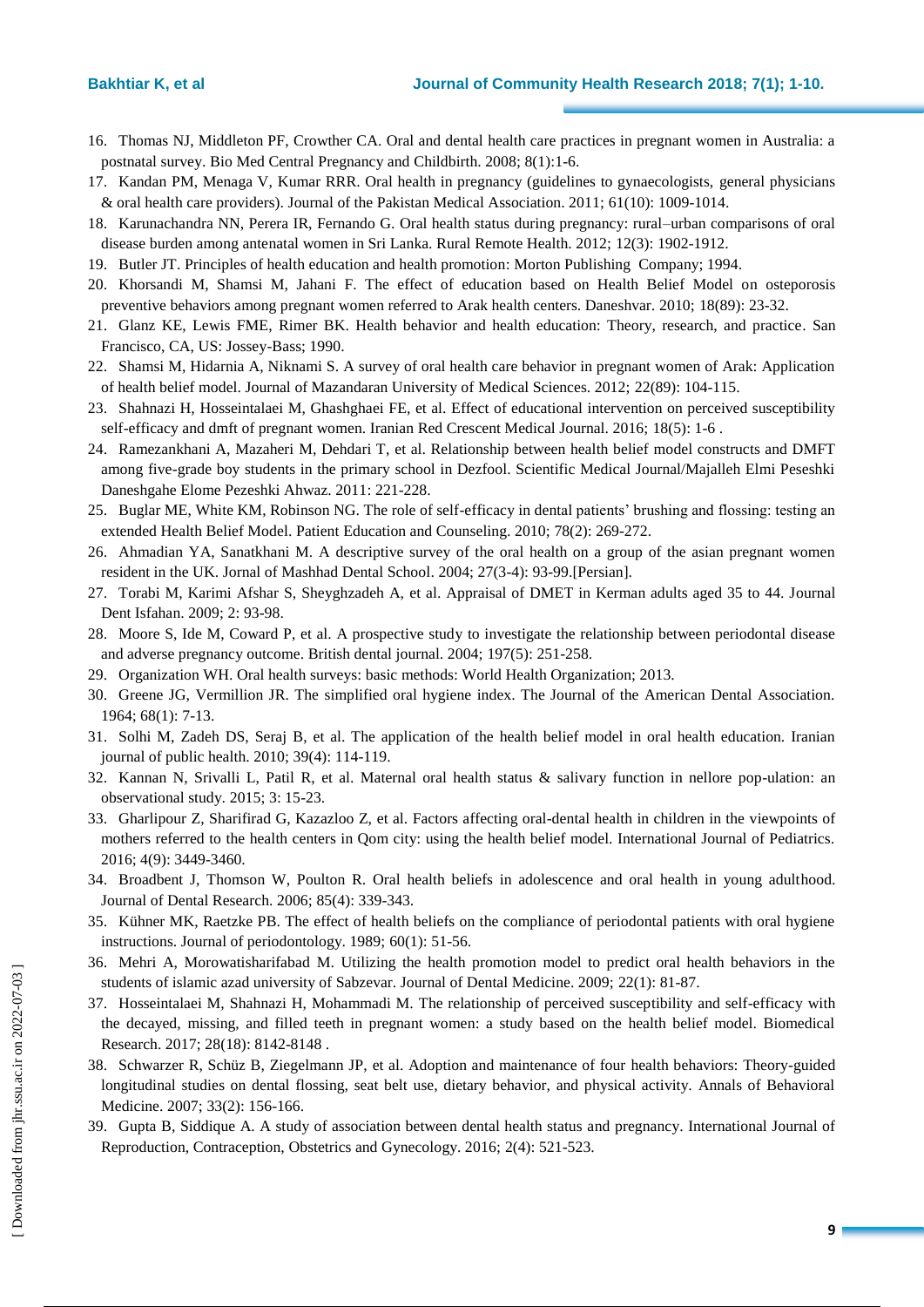16. Thomas NJ, Middleton PF, Crowther CA. Oral and dental health care practices in pregnant women in Australia: a postnatal survey. Bio Med Central Pregnancy and Childbirth. 2008; 8(1):1-6.
17. Kandan PM, Menaga V, Kumar RRR. Oral health in pregnancy (guidelines to gynaecologists, general physicians & oral health care providers). Journal of the Pakistan Medical Association. 2011; 61(10): 1009-1014.
18. Karunachandra NN, Perera IR, Fernando G. Oral health status during pregnancy: rural–urban comparisons of oral disease burden among antenatal women in Sri Lanka. Rural Remote Health. 2012; 12(3): 1902-1912.
19. Butler JT. Principles of health education and health promotion: Morton Publishing Company; 1994.
20. Khorsandi M, Shamsi M, Jahani F. The effect of education based on Health Belief Model on osteporosis preventive behaviors among pregnant women referred to Arak health centers. Daneshvar. 2010; 18(89): 23-32.
21. Glanz KE, Lewis FME, Rimer BK. Health behavior and health education: Theory, research, and practice. San Francisco, CA, US: Jossey-Bass; 1990.
22. Shamsi M, Hidarnia A, Niknami S. A survey of oral health care behavior in pregnant women of Arak: Application of health belief model. Journal of Mazandaran University of Medical Sciences. 2012; 22(89): 104-115.
23. Shahnazi H, Hosseintalaei M, Ghashghaei FE, et al. Effect of educational intervention on perceived susceptibility self-efficacy and dmft of pregnant women. Iranian Red Crescent Medical Journal. 2016; 18(5): 1-6 .
24. Ramezankhani A, Mazaheri M, Dehdari T, et al. Relationship between health belief model constructs and DMFT among five-grade boy students in the primary school in Dezfool. Scientific Medical Journal/Majalleh Elmi Peseshki Daneshgahe Elome Pezeshki Ahwaz. 2011: 221-228.
25. Buglar ME, White KM, Robinson NG. The role of self-efficacy in dental patients' brushing and flossing: testing an extended Health Belief Model. Patient Education and Counseling. 2010; 78(2): 269-272.
26. Ahmadian YA, Sanatkhani M. A descriptive survey of the oral health on a group of the asian pregnant women resident in the UK. Jornal of Mashhad Dental School. 2004; 27(3-4): 93-99.[Persian].
27. Torabi M, Karimi Afshar S, Sheyghzadeh A, et al. Appraisal of DMET in Kerman adults aged 35 to 44. Journal Dent Isfahan. 2009; 2: 93-98.
28. Moore S, Ide M, Coward P, et al. A prospective study to investigate the relationship between periodontal disease and adverse pregnancy outcome. British dental journal. 2004; 197(5): 251-258.
29. Organization WH. Oral health surveys: basic methods: World Health Organization; 2013.
30. Greene JG, Vermillion JR. The simplified oral hygiene index. The Journal of the American Dental Association. 1964; 68(1): 7-13.
31. Solhi M, Zadeh DS, Seraj B, et al. The application of the health belief model in oral health education. Iranian journal of public health. 2010; 39(4): 114-119.
32. Kannan N, Srivalli L, Patil R, et al. Maternal oral health status & salivary function in nellore pop-ulation: an observational study. 2015; 3: 15-23.
33. Gharlipour Z, Sharifirad G, Kazazloo Z, et al. Factors affecting oral-dental health in children in the viewpoints of mothers referred to the health centers in Qom city: using the health belief model. International Journal of Pediatrics. 2016; 4(9): 3449-3460.
34. Broadbent J, Thomson W, Poulton R. Oral health beliefs in adolescence and oral health in young adulthood. Journal of Dental Research. 2006; 85(4): 339-343.
35. Kühner MK, Raetzke PB. The effect of health beliefs on the compliance of periodontal patients with oral hygiene instructions. Journal of periodontology. 1989; 60(1): 51-56.
36. Mehri A, Morowatisharifabad M. Utilizing the health promotion model to predict oral health behaviors in the students of islamic azad university of Sabzevar. Journal of Dental Medicine. 2009; 22(1): 81-87.
37. Hosseintalaei M, Shahnazi H, Mohammadi M. The relationship of perceived susceptibility and self-efficacy with the decayed, missing, and filled teeth in pregnant women: a study based on the health belief model. Biomedical Research. 2017; 28(18): 8142-8148 .
38. Schwarzer R, Schüz B, Ziegelmann JP, et al. Adoption and maintenance of four health behaviors: Theory-guided longitudinal studies on dental flossing, seat belt use, dietary behavior, and physical activity. Annals of Behavioral Medicine. 2007; 33(2): 156-166.
39. Gupta B, Siddique A. A study of association between dental health status and pregnancy. International Journal of Reproduction, Contraception, Obstetrics and Gynecology. 2016; 2(4): 521-523.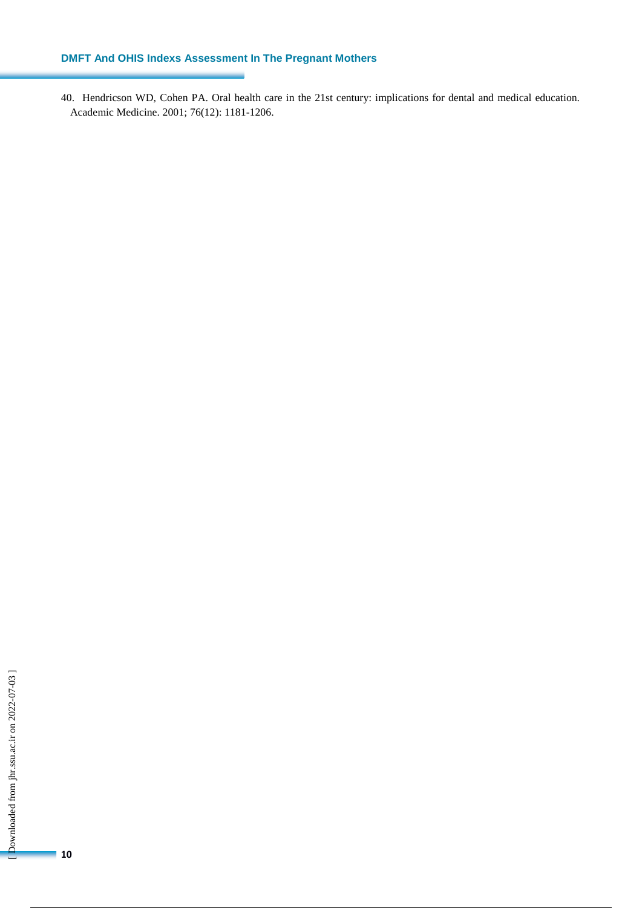40. Hendricson WD, Cohen PA. Oral health care in the 21st century: implications for dental and medical education. Academic Medicine. 2001; 76(12): 1181-1206.